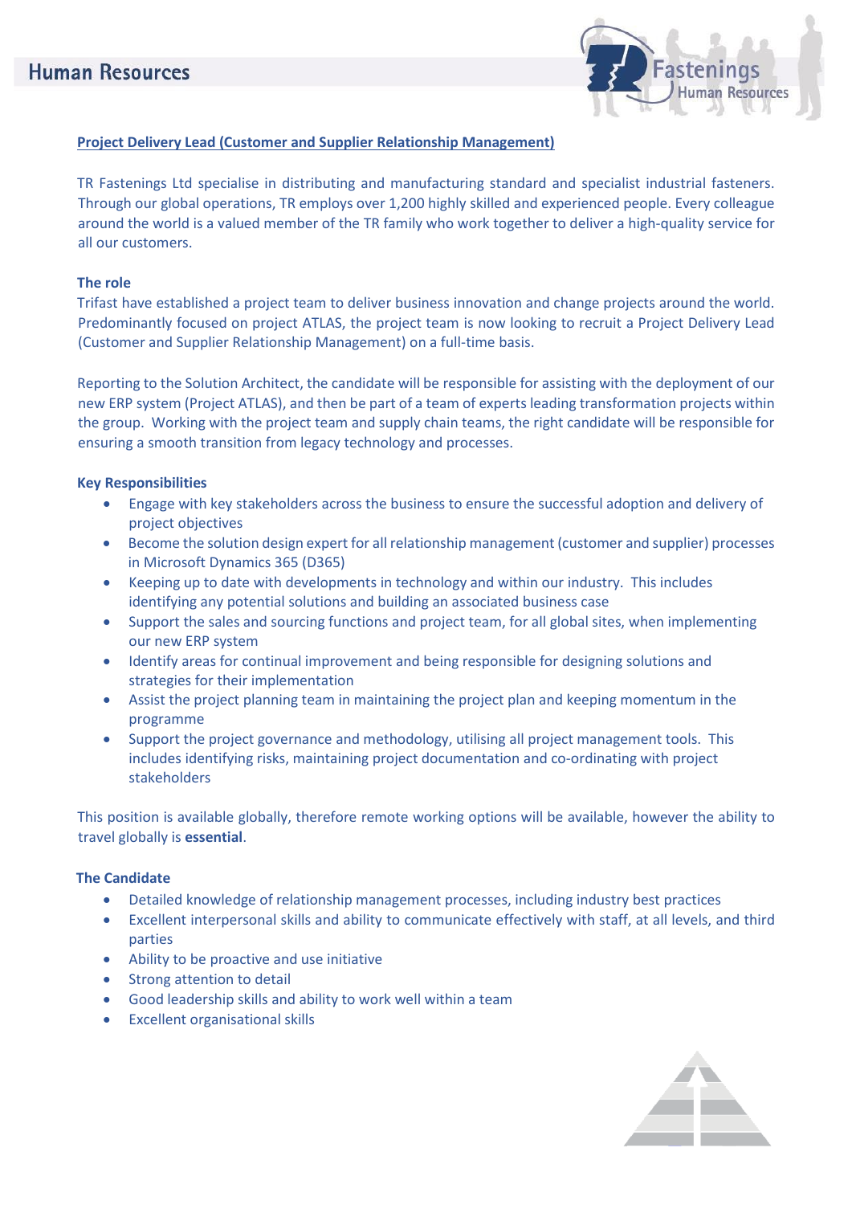## Project Delivery Lead (Customer and Supplier Relationship Management)

TR Fastenings Ltd specialise in distributing and manufacturing standard and specialist industrial fasteners. Through our global operations, TR employs over 1,200 highly skilled and experienced people. Every colleague around the world is a valued member of the TR family who work together to deliver a high-quality service for all our customers.

### The role

Trifast have established a project team to deliver business innovation and change projects around the world. Predominantly focused on project ATLAS, the project team is now looking to recruit a Project Delivery Lead (Customer and Supplier Relationship Management) on a full-time basis.

Reporting to the Solution Architect, the candidate will be responsible for assisting with the deployment of our new ERP system (Project ATLAS), and then be part of a team of experts leading transformation projects within the group. Working with the project team and supply chain teams, the right candidate will be responsible for ensuring a smooth transition from legacy technology and processes.

### Key Responsibilities

- Engage with key stakeholders across the business to ensure the successful adoption and delivery of project objectives
- Become the solution design expert for all relationship management (customer and supplier) processes in Microsoft Dynamics 365 (D365)
- Keeping up to date with developments in technology and within our industry. This includes identifying any potential solutions and building an associated business case
- Support the sales and sourcing functions and project team, for all global sites, when implementing our new ERP system
- Identify areas for continual improvement and being responsible for designing solutions and strategies for their implementation
- Assist the project planning team in maintaining the project plan and keeping momentum in the programme
- Support the project governance and methodology, utilising all project management tools. This includes identifying risks, maintaining project documentation and co-ordinating with project stakeholders

This position is available globally, therefore remote working options will be available, however the ability to travel globally is **essential**.

### The Candidate

- Detailed knowledge of relationship management processes, including industry best practices
- Excellent interpersonal skills and ability to communicate effectively with staff, at all levels, and third parties
- Ability to be proactive and use initiative
- Strong attention to detail
- Good leadership skills and ability to work well within a team
- Excellent organisational skills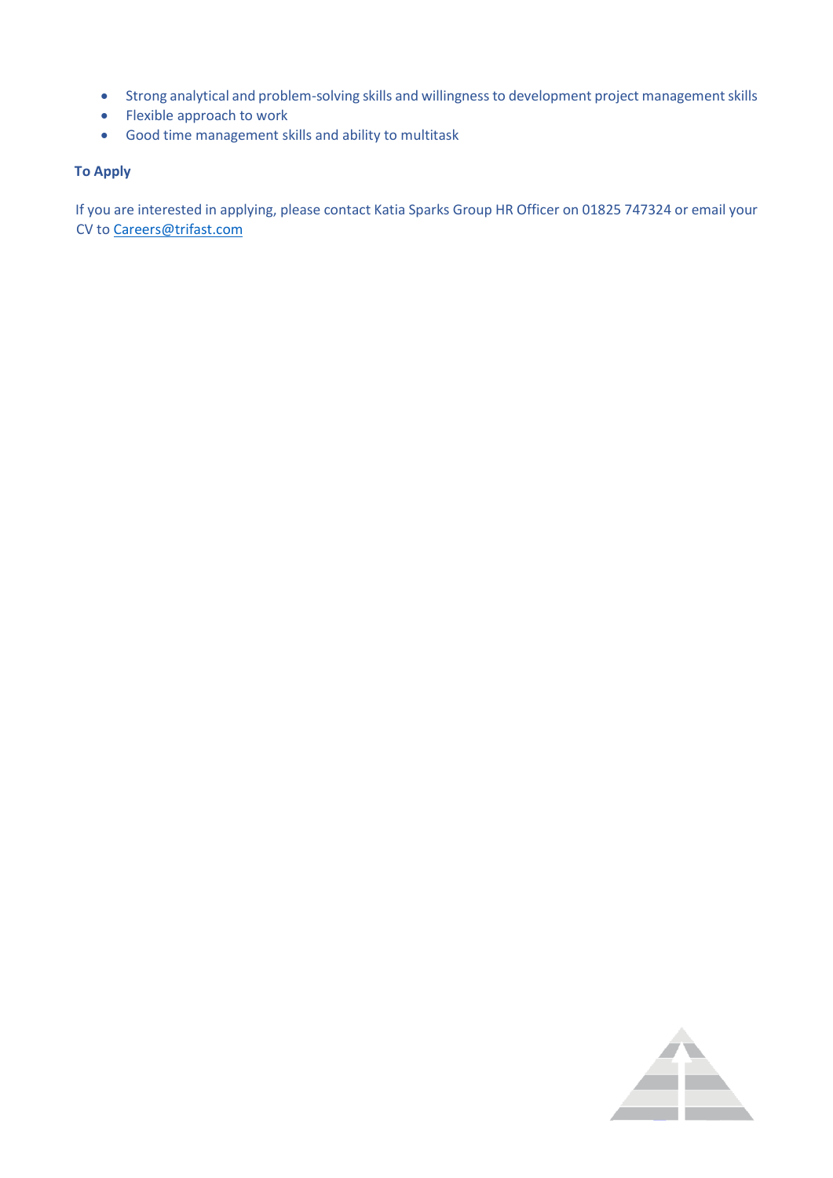- Strong analytical and problem-solving skills and willingness to development project management skills
- Flexible approach to work
- Good time management skills and ability to multitask

**To Apply**

If you are interested in applying, please contact Katia Sparks Group HR Officer on 01825 747324 or email your CV to Careers@trifast.com